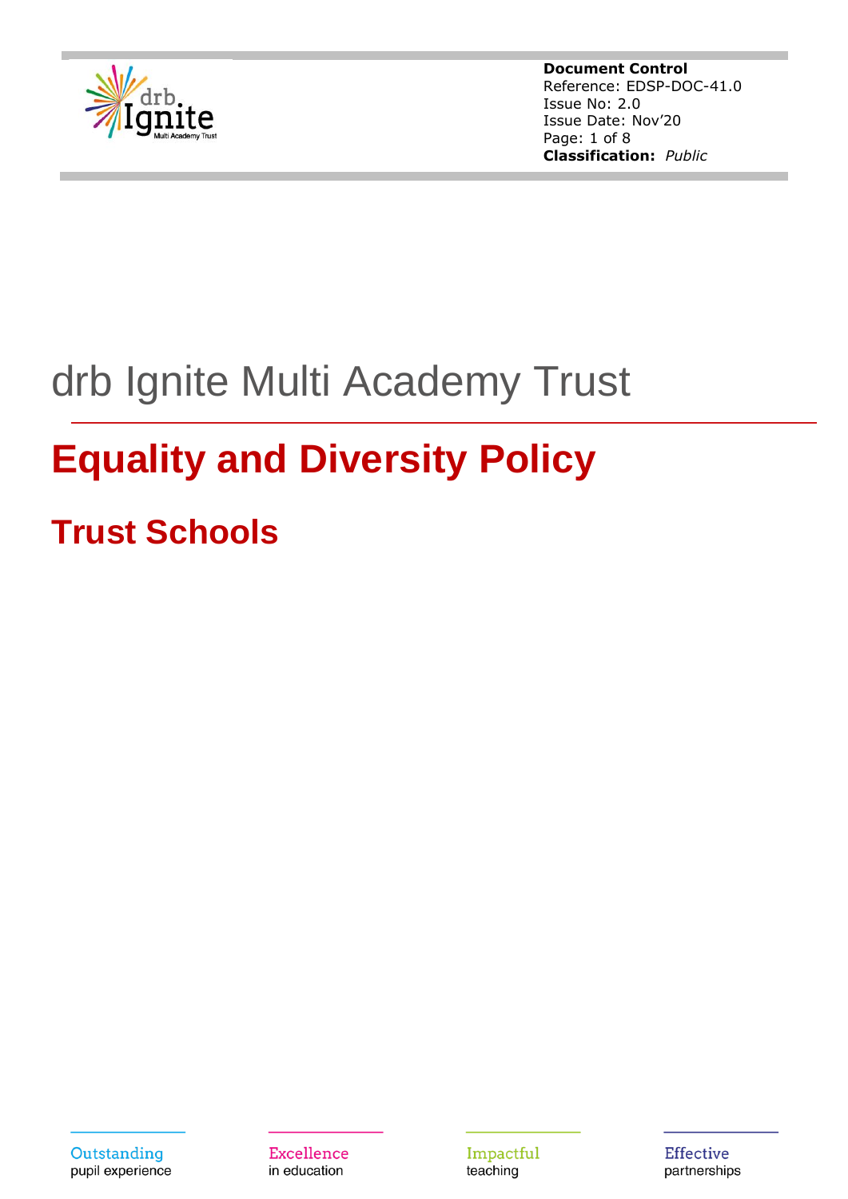**Document Control**
Reference: EDSP-DOC-41.0
Issue No: 2.0
Issue Date: Nov'20
**Classification:** *Public*

drb Ignite Multi Academy Trust

# Equality and Diversity Policy

## Trust Schools

Outstanding pupil experience | Excellence in education | Impactful teaching | Effective partnerships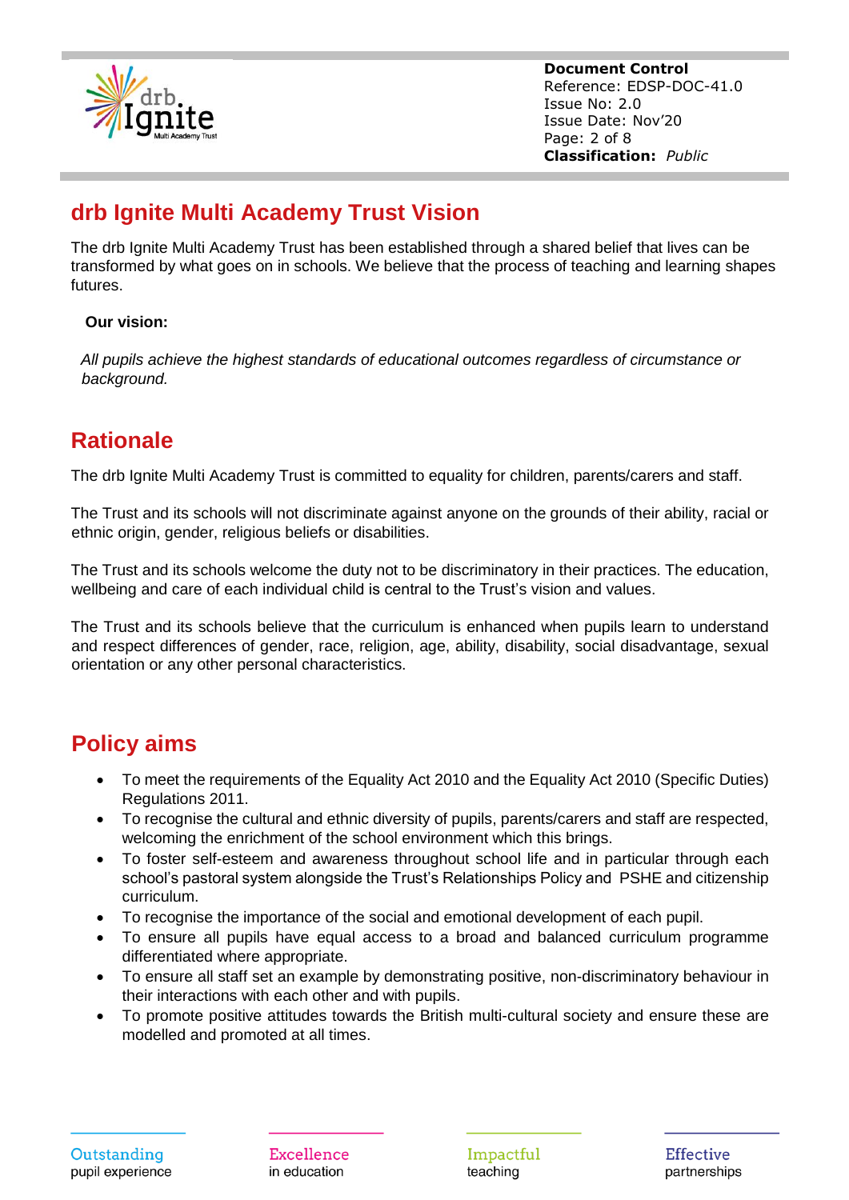## drb Ignite Multi Academy Trust Vision

The drb Ignite Multi Academy Trust has been established through a shared belief that lives can be transformed by what goes on in schools. We believe that the process of teaching and learning shapes futures.

**Our vision:**

*All pupils achieve the highest standards of educational outcomes regardless of circumstance or background.*

## Rationale

The drb Ignite Multi Academy Trust is committed to equality for children, parents/carers and staff.

The Trust and its schools will not discriminate against anyone on the grounds of their ability, racial or ethnic origin, gender, religious beliefs or disabilities.

The Trust and its schools welcome the duty not to be discriminatory in their practices. The education, wellbeing and care of each individual child is central to the Trust's vision and values.

The Trust and its schools believe that the curriculum is enhanced when pupils learn to understand and respect differences of gender, race, religion, age, ability, disability, social disadvantage, sexual orientation or any other personal characteristics.

## Policy aims

- To meet the requirements of the Equality Act 2010 and the Equality Act 2010 (Specific Duties) Regulations 2011.
- To recognise the cultural and ethnic diversity of pupils, parents/carers and staff are respected, welcoming the enrichment of the school environment which this brings.
- To foster self-esteem and awareness throughout school life and in particular through each school's pastoral system alongside the Trust's Relationships Policy and PSHE and citizenship curriculum.
- To recognise the importance of the social and emotional development of each pupil.
- To ensure all pupils have equal access to a broad and balanced curriculum programme differentiated where appropriate.
- To ensure all staff set an example by demonstrating positive, non-discriminatory behaviour in their interactions with each other and with pupils.
- To promote positive attitudes towards the British multi-cultural society and ensure these are modelled and promoted at all times.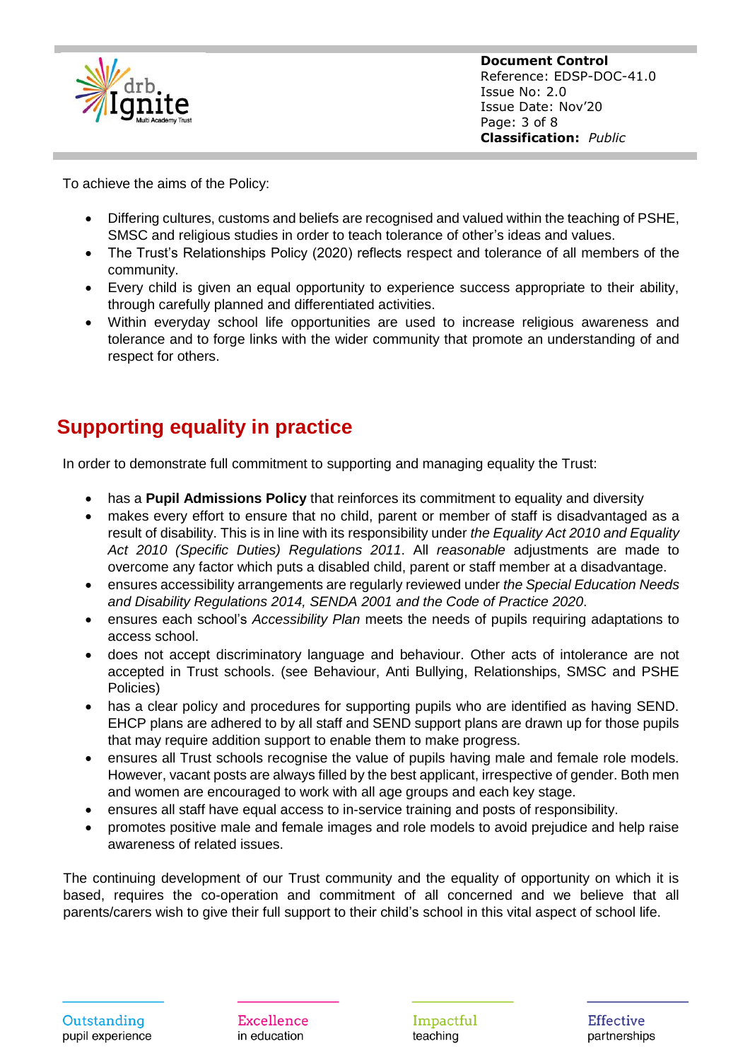To achieve the aims of the Policy:

- Differing cultures, customs and beliefs are recognised and valued within the teaching of PSHE, SMSC and religious studies in order to teach tolerance of other's ideas and values.
- The Trust's Relationships Policy (2020) reflects respect and tolerance of all members of the community.
- Every child is given an equal opportunity to experience success appropriate to their ability, through carefully planned and differentiated activities.
- Within everyday school life opportunities are used to increase religious awareness and tolerance and to forge links with the wider community that promote an understanding of and respect for others.

## Supporting equality in practice

In order to demonstrate full commitment to supporting and managing equality the Trust:

- has a **Pupil Admissions Policy** that reinforces its commitment to equality and diversity
- makes every effort to ensure that no child, parent or member of staff is disadvantaged as a result of disability. This is in line with its responsibility under *the Equality Act 2010 and Equality Act 2010 (Specific Duties) Regulations 2011*. All *reasonable* adjustments are made to overcome any factor which puts a disabled child, parent or staff member at a disadvantage.
- ensures accessibility arrangements are regularly reviewed under *the Special Education Needs and Disability Regulations 2014, SENDA 2001 and the Code of Practice 2020*.
- ensures each school's *Accessibility Plan* meets the needs of pupils requiring adaptations to access school.
- does not accept discriminatory language and behaviour. Other acts of intolerance are not accepted in Trust schools. (see Behaviour, Anti Bullying, Relationships, SMSC and PSHE Policies)
- has a clear policy and procedures for supporting pupils who are identified as having SEND. EHCP plans are adhered to by all staff and SEND support plans are drawn up for those pupils that may require addition support to enable them to make progress.
- ensures all Trust schools recognise the value of pupils having male and female role models. However, vacant posts are always filled by the best applicant, irrespective of gender. Both men and women are encouraged to work with all age groups and each key stage.
- ensures all staff have equal access to in-service training and posts of responsibility.
- promotes positive male and female images and role models to avoid prejudice and help raise awareness of related issues.

The continuing development of our Trust community and the equality of opportunity on which it is based, requires the co-operation and commitment of all concerned and we believe that all parents/carers wish to give their full support to their child's school in this vital aspect of school life.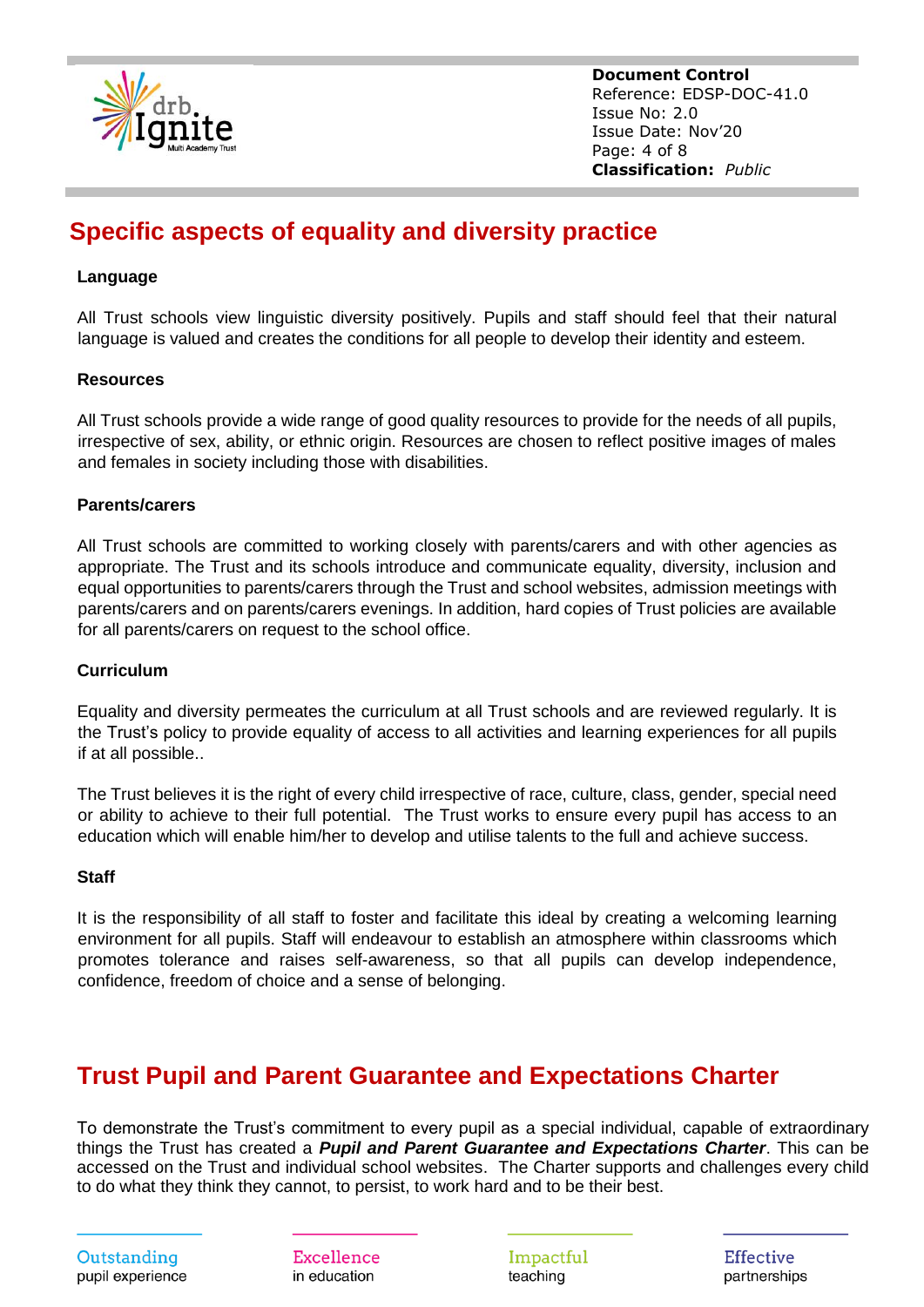## Specific aspects of equality and diversity practice

### Language

All Trust schools view linguistic diversity positively. Pupils and staff should feel that their natural language is valued and creates the conditions for all people to develop their identity and esteem.

### Resources

All Trust schools provide a wide range of good quality resources to provide for the needs of all pupils, irrespective of sex, ability, or ethnic origin. Resources are chosen to reflect positive images of males and females in society including those with disabilities.

### Parents/carers

All Trust schools are committed to working closely with parents/carers and with other agencies as appropriate. The Trust and its schools introduce and communicate equality, diversity, inclusion and equal opportunities to parents/carers through the Trust and school websites, admission meetings with parents/carers and on parents/carers evenings. In addition, hard copies of Trust policies are available for all parents/carers on request to the school office.

### Curriculum

Equality and diversity permeates the curriculum at all Trust schools and are reviewed regularly. It is the Trust's policy to provide equality of access to all activities and learning experiences for all pupils if at all possible..

The Trust believes it is the right of every child irrespective of race, culture, class, gender, special need or ability to achieve to their full potential. The Trust works to ensure every pupil has access to an education which will enable him/her to develop and utilise talents to the full and achieve success.

### Staff

It is the responsibility of all staff to foster and facilitate this ideal by creating a welcoming learning environment for all pupils. Staff will endeavour to establish an atmosphere within classrooms which promotes tolerance and raises self-awareness, so that all pupils can develop independence, confidence, freedom of choice and a sense of belonging.

## Trust Pupil and Parent Guarantee and Expectations Charter

To demonstrate the Trust's commitment to every pupil as a special individual, capable of extraordinary things the Trust has created a ***Pupil and Parent Guarantee and Expectations Charter***. This can be accessed on the Trust and individual school websites. The Charter supports and challenges every child to do what they think they cannot, to persist, to work hard and to be their best.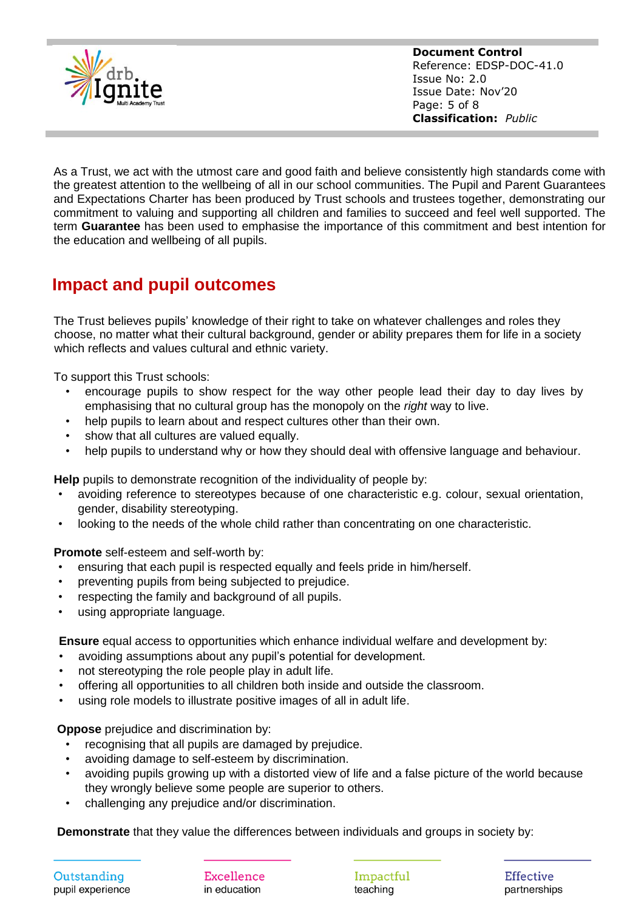As a Trust, we act with the utmost care and good faith and believe consistently high standards come with the greatest attention to the wellbeing of all in our school communities. The Pupil and Parent Guarantees and Expectations Charter has been produced by Trust schools and trustees together, demonstrating our commitment to valuing and supporting all children and families to succeed and feel well supported. The term **Guarantee** has been used to emphasise the importance of this commitment and best intention for the education and wellbeing of all pupils.

## Impact and pupil outcomes

The Trust believes pupils' knowledge of their right to take on whatever challenges and roles they choose, no matter what their cultural background, gender or ability prepares them for life in a society which reflects and values cultural and ethnic variety.

To support this Trust schools:

- encourage pupils to show respect for the way other people lead their day to day lives by emphasising that no cultural group has the monopoly on the *right* way to live.
- help pupils to learn about and respect cultures other than their own.
- show that all cultures are valued equally.
- help pupils to understand why or how they should deal with offensive language and behaviour.

**Help** pupils to demonstrate recognition of the individuality of people by:

- avoiding reference to stereotypes because of one characteristic e.g. colour, sexual orientation, gender, disability stereotyping.
- looking to the needs of the whole child rather than concentrating on one characteristic.

**Promote** self-esteem and self-worth by:

- ensuring that each pupil is respected equally and feels pride in him/herself.
- preventing pupils from being subjected to prejudice.
- respecting the family and background of all pupils.
- using appropriate language.

**Ensure** equal access to opportunities which enhance individual welfare and development by:

- avoiding assumptions about any pupil's potential for development.
- not stereotyping the role people play in adult life.
- offering all opportunities to all children both inside and outside the classroom.
- using role models to illustrate positive images of all in adult life.

**Oppose** prejudice and discrimination by:

- recognising that all pupils are damaged by prejudice.
- avoiding damage to self-esteem by discrimination.
- avoiding pupils growing up with a distorted view of life and a false picture of the world because they wrongly believe some people are superior to others.
- challenging any prejudice and/or discrimination.

**Demonstrate** that they value the differences between individuals and groups in society by: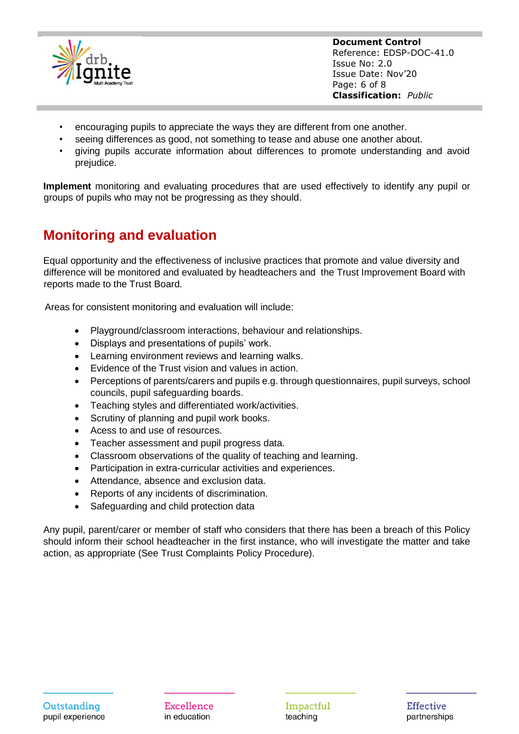- encouraging pupils to appreciate the ways they are different from one another.
- seeing differences as good, not something to tease and abuse one another about.
- giving pupils accurate information about differences to promote understanding and avoid prejudice.

**Implement** monitoring and evaluating procedures that are used effectively to identify any pupil or groups of pupils who may not be progressing as they should.

## Monitoring and evaluation

Equal opportunity and the effectiveness of inclusive practices that promote and value diversity and difference will be monitored and evaluated by headteachers and the Trust Improvement Board with reports made to the Trust Board.

Areas for consistent monitoring and evaluation will include:

- Playground/classroom interactions, behaviour and relationships.
- Displays and presentations of pupils' work.
- Learning environment reviews and learning walks.
- Evidence of the Trust vision and values in action.
- Perceptions of parents/carers and pupils e.g. through questionnaires, pupil surveys, school councils, pupil safeguarding boards.
- Teaching styles and differentiated work/activities.
- Scrutiny of planning and pupil work books.
- Acess to and use of resources.
- Teacher assessment and pupil progress data.
- Classroom observations of the quality of teaching and learning.
- Participation in extra-curricular activities and experiences.
- Attendance, absence and exclusion data.
- Reports of any incidents of discrimination.
- Safeguarding and child protection data

Any pupil, parent/carer or member of staff who considers that there has been a breach of this Policy should inform their school headteacher in the first instance, who will investigate the matter and take action, as appropriate (See Trust Complaints Policy Procedure).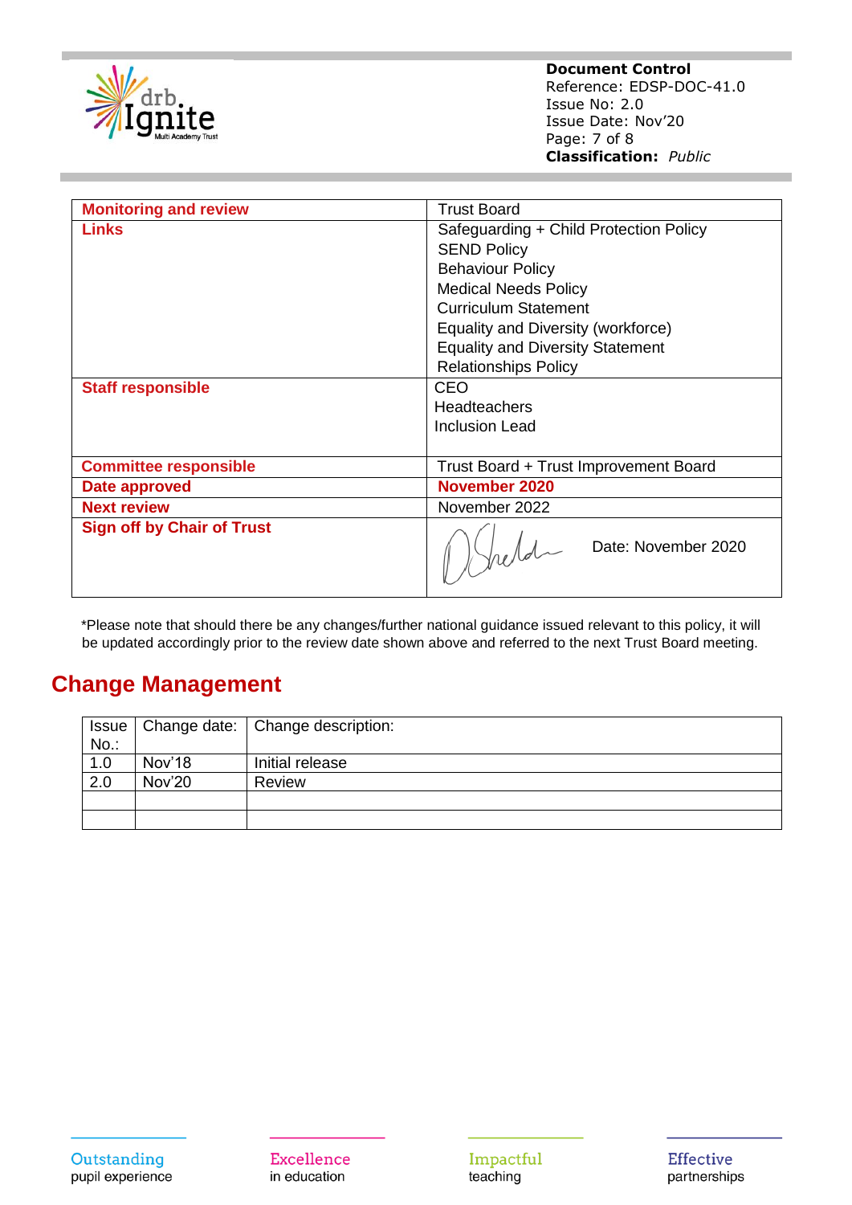| | |
|---|---|
| **Monitoring and review** | Trust Board |
| **Links** | Safeguarding + Child Protection Policy<br>SEND Policy<br>Behaviour Policy<br>Medical Needs Policy<br>Curriculum Statement<br>Equality and Diversity (workforce)<br>Equality and Diversity Statement<br>Relationships Policy |
| **Staff responsible** | CEO<br>Headteachers<br>Inclusion Lead |
| **Committee responsible** | Trust Board + Trust Improvement Board |
| **Date approved** | **November 2020** |
| **Next review** | November 2022 |
| **Sign off by Chair of Trust** | D Sheldon Date: November 2020 |

*Please note that should there be any changes/further national guidance issued relevant to this policy, it will be updated accordingly prior to the review date shown above and referred to the next Trust Board meeting.

## Change Management

| Issue No.: | Change date: | Change description: |
|---|---|---|
| 1.0 | Nov'18 | Initial release |
| 2.0 | Nov'20 | Review |
| | | |
| | | |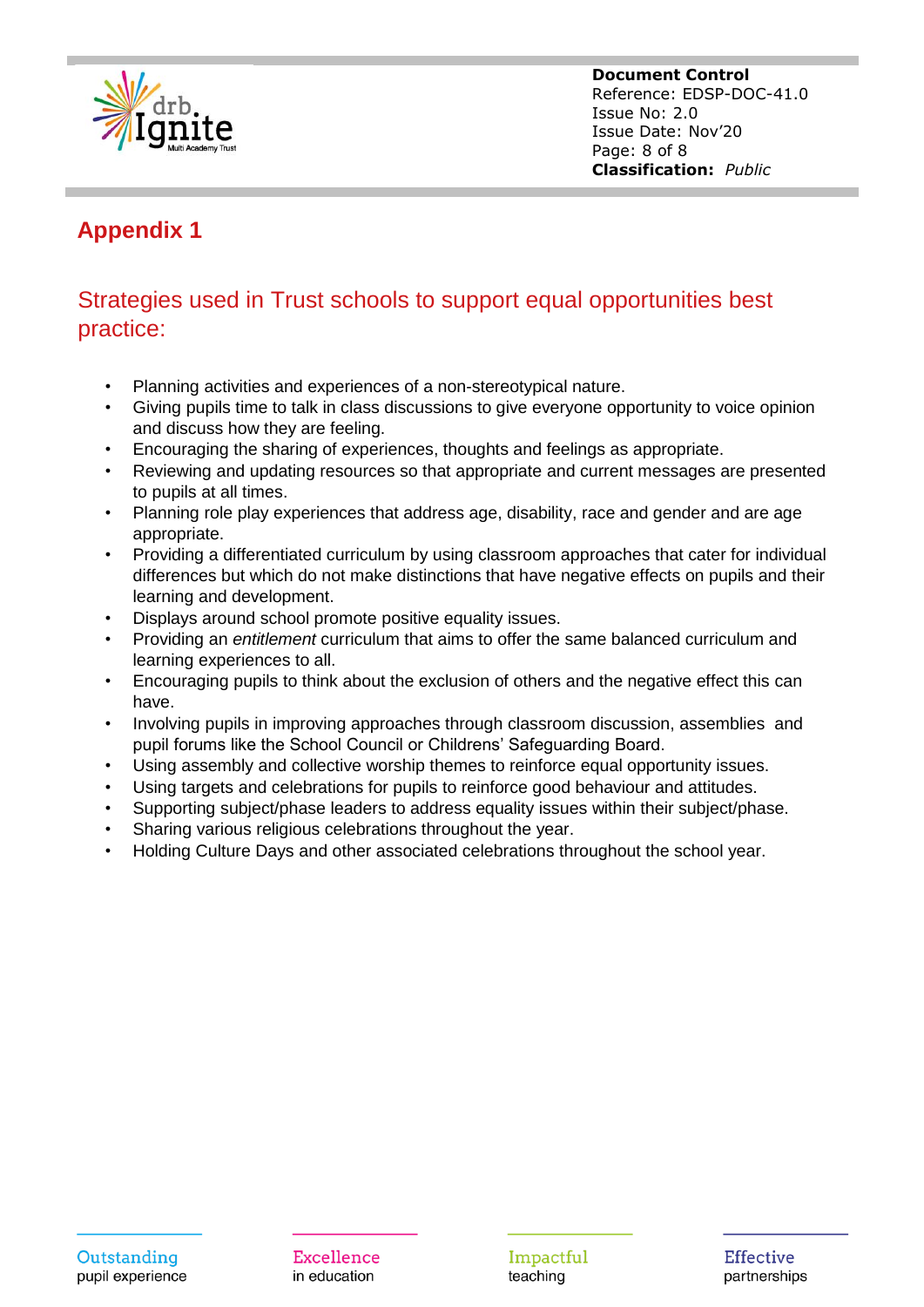# Appendix 1

## Strategies used in Trust schools to support equal opportunities best practice:

- Planning activities and experiences of a non-stereotypical nature.
- Giving pupils time to talk in class discussions to give everyone opportunity to voice opinion and discuss how they are feeling.
- Encouraging the sharing of experiences, thoughts and feelings as appropriate.
- Reviewing and updating resources so that appropriate and current messages are presented to pupils at all times.
- Planning role play experiences that address age, disability, race and gender and are age appropriate.
- Providing a differentiated curriculum by using classroom approaches that cater for individual differences but which do not make distinctions that have negative effects on pupils and their learning and development.
- Displays around school promote positive equality issues.
- Providing an *entitlement* curriculum that aims to offer the same balanced curriculum and learning experiences to all.
- Encouraging pupils to think about the exclusion of others and the negative effect this can have.
- Involving pupils in improving approaches through classroom discussion, assemblies and pupil forums like the School Council or Childrens' Safeguarding Board.
- Using assembly and collective worship themes to reinforce equal opportunity issues.
- Using targets and celebrations for pupils to reinforce good behaviour and attitudes.
- Supporting subject/phase leaders to address equality issues within their subject/phase.
- Sharing various religious celebrations throughout the year.
- Holding Culture Days and other associated celebrations throughout the school year.